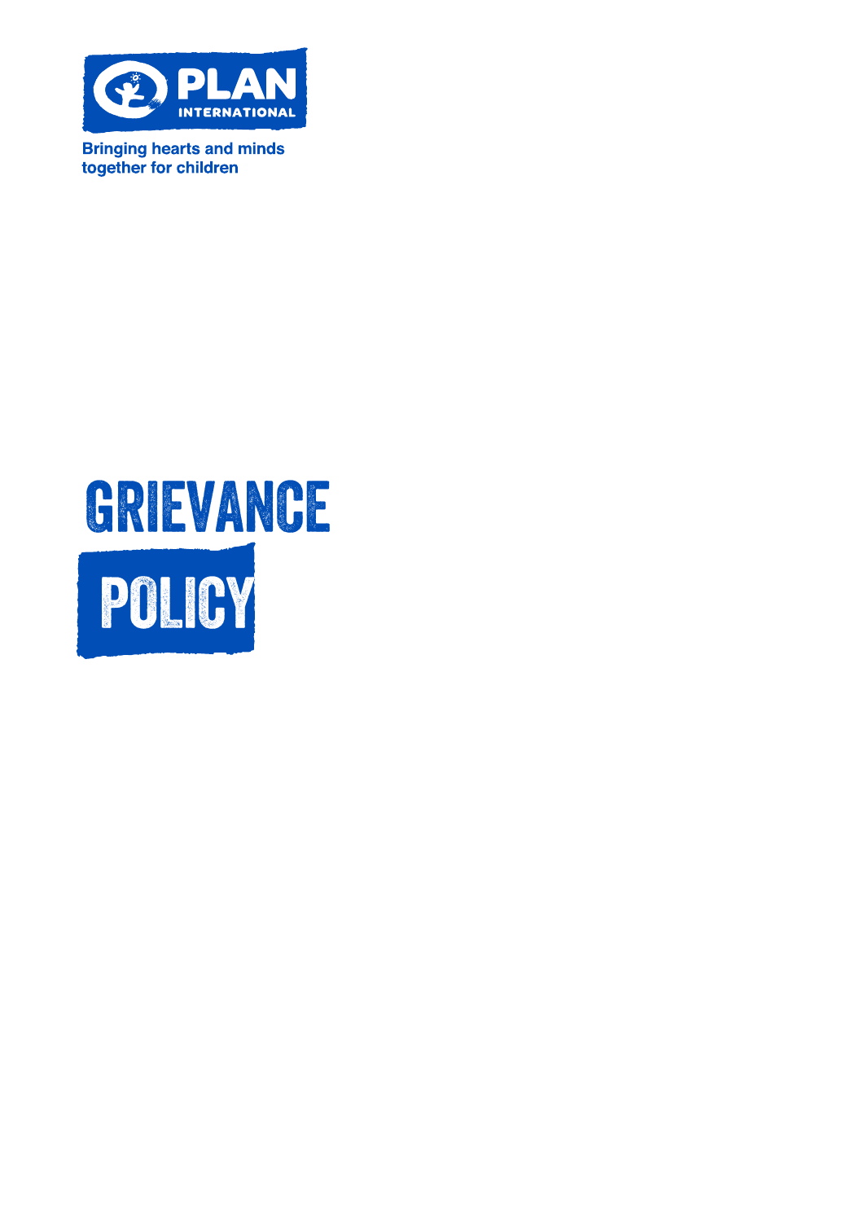PLAN INTERNATIONAL

Bringing hearts and minds together for children

# GRIEVANCE POLICY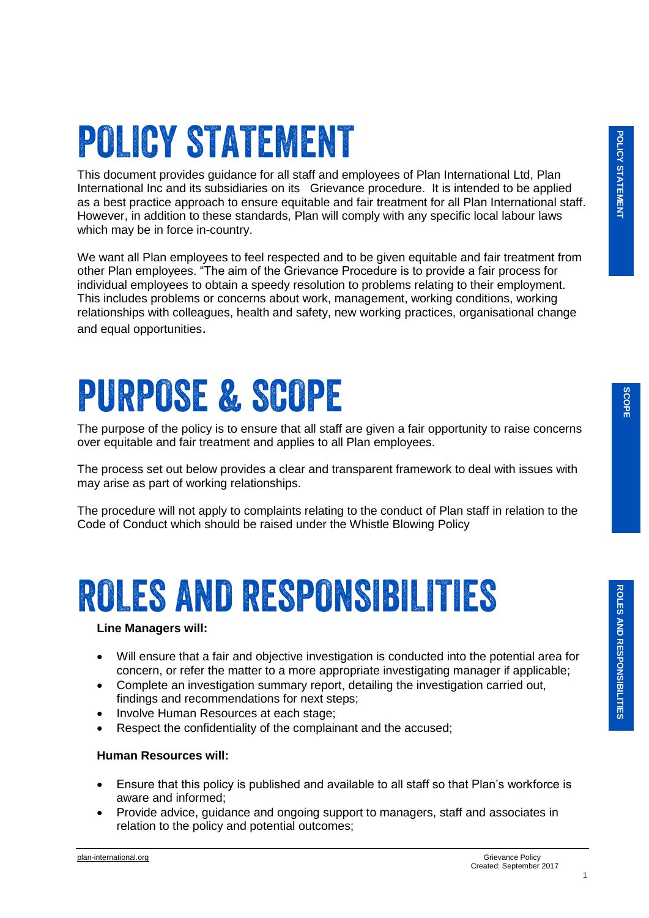# POLICY STATEMENT

This document provides guidance for all staff and employees of Plan International Ltd, Plan International Inc and its subsidiaries on its Grievance procedure. It is intended to be applied as a best practice approach to ensure equitable and fair treatment for all Plan International staff. However, in addition to these standards, Plan will comply with any specific local labour laws which may be in force in-country.

We want all Plan employees to feel respected and to be given equitable and fair treatment from other Plan employees. "The aim of the Grievance Procedure is to provide a fair process for individual employees to obtain a speedy resolution to problems relating to their employment. This includes problems or concerns about work, management, working conditions, working relationships with colleagues, health and safety, new working practices, organisational change and equal opportunities.

# PURPOSE & SCOPE

The purpose of the policy is to ensure that all staff are given a fair opportunity to raise concerns over equitable and fair treatment and applies to all Plan employees.

The process set out below provides a clear and transparent framework to deal with issues with may arise as part of working relationships.

The procedure will not apply to complaints relating to the conduct of Plan staff in relation to the Code of Conduct which should be raised under the Whistle Blowing Policy

# ROLES AND RESPONSIBILITIES

**Line Managers will:**

- Will ensure that a fair and objective investigation is conducted into the potential area for concern, or refer the matter to a more appropriate investigating manager if applicable;
- Complete an investigation summary report, detailing the investigation carried out, findings and recommendations for next steps;
- Involve Human Resources at each stage;
- Respect the confidentiality of the complainant and the accused;

**Human Resources will:**

- Ensure that this policy is published and available to all staff so that Plan's workforce is aware and informed;
- Provide advice, guidance and ongoing support to managers, staff and associates in relation to the policy and potential outcomes;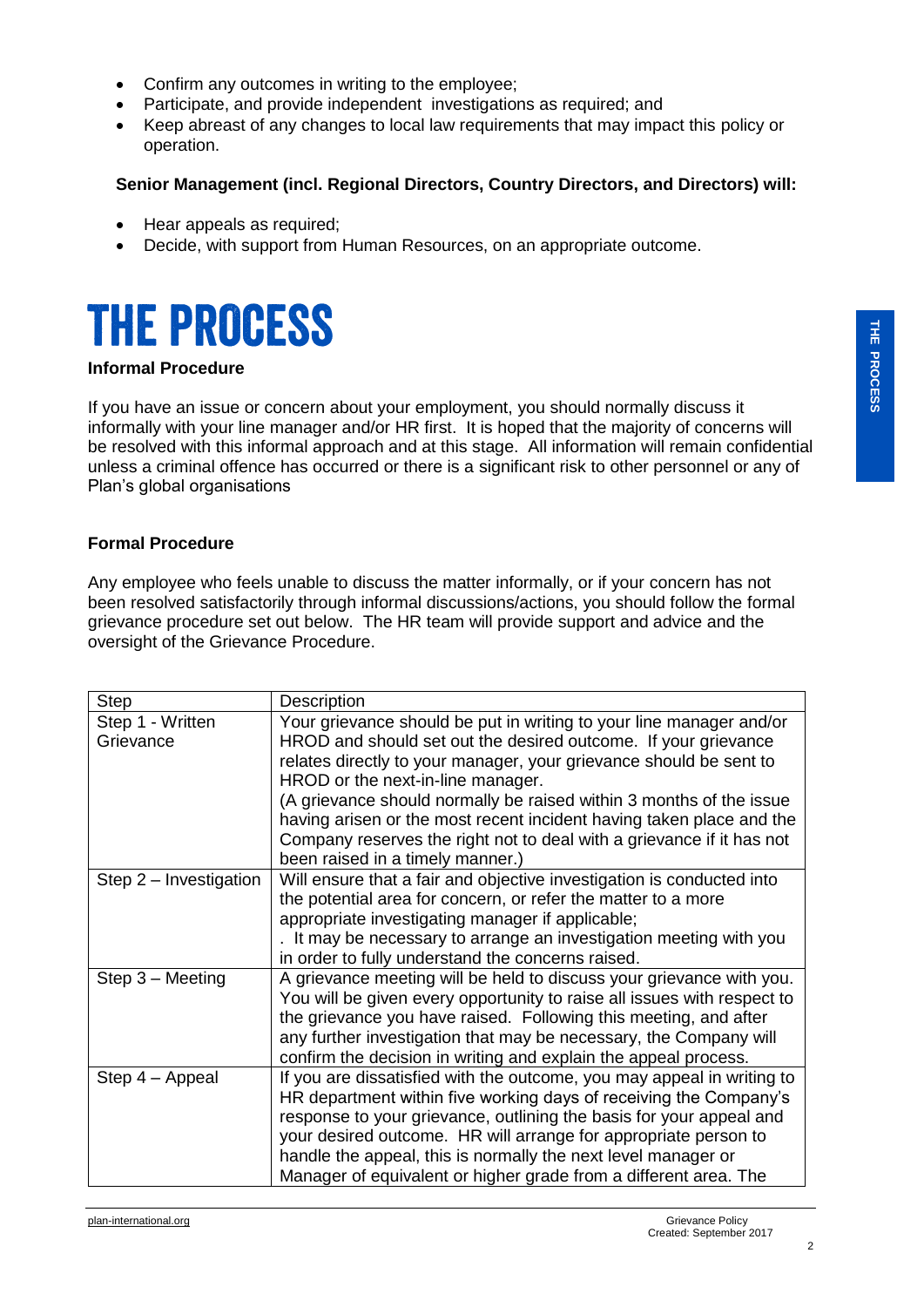- Confirm any outcomes in writing to the employee;
- Participate, and provide independent investigations as required; and
- Keep abreast of any changes to local law requirements that may impact this policy or operation.

**Senior Management (incl. Regional Directors, Country Directors, and Directors) will:**

- Hear appeals as required;
- Decide, with support from Human Resources, on an appropriate outcome.

# THE PROCESS

**Informal Procedure**

If you have an issue or concern about your employment, you should normally discuss it informally with your line manager and/or HR first. It is hoped that the majority of concerns will be resolved with this informal approach and at this stage. All information will remain confidential unless a criminal offence has occurred or there is a significant risk to other personnel or any of Plan's global organisations

**Formal Procedure**

Any employee who feels unable to discuss the matter informally, or if your concern has not been resolved satisfactorily through informal discussions/actions, you should follow the formal grievance procedure set out below. The HR team will provide support and advice and the oversight of the Grievance Procedure.

| Step | Description |
|---|---|
| Step 1 - Written Grievance | Your grievance should be put in writing to your line manager and/or HROD and should set out the desired outcome. If your grievance relates directly to your manager, your grievance should be sent to HROD or the next-in-line manager. (A grievance should normally be raised within 3 months of the issue having arisen or the most recent incident having taken place and the Company reserves the right not to deal with a grievance if it has not been raised in a timely manner.) |
| Step 2 – Investigation | Will ensure that a fair and objective investigation is conducted into the potential area for concern, or refer the matter to a more appropriate investigating manager if applicable; . It may be necessary to arrange an investigation meeting with you in order to fully understand the concerns raised. |
| Step 3 – Meeting | A grievance meeting will be held to discuss your grievance with you. You will be given every opportunity to raise all issues with respect to the grievance you have raised. Following this meeting, and after any further investigation that may be necessary, the Company will confirm the decision in writing and explain the appeal process. |
| Step 4 – Appeal | If you are dissatisfied with the outcome, you may appeal in writing to HR department within five working days of receiving the Company's response to your grievance, outlining the basis for your appeal and your desired outcome. HR will arrange for appropriate person to handle the appeal, this is normally the next level manager or Manager of equivalent or higher grade from a different area. The |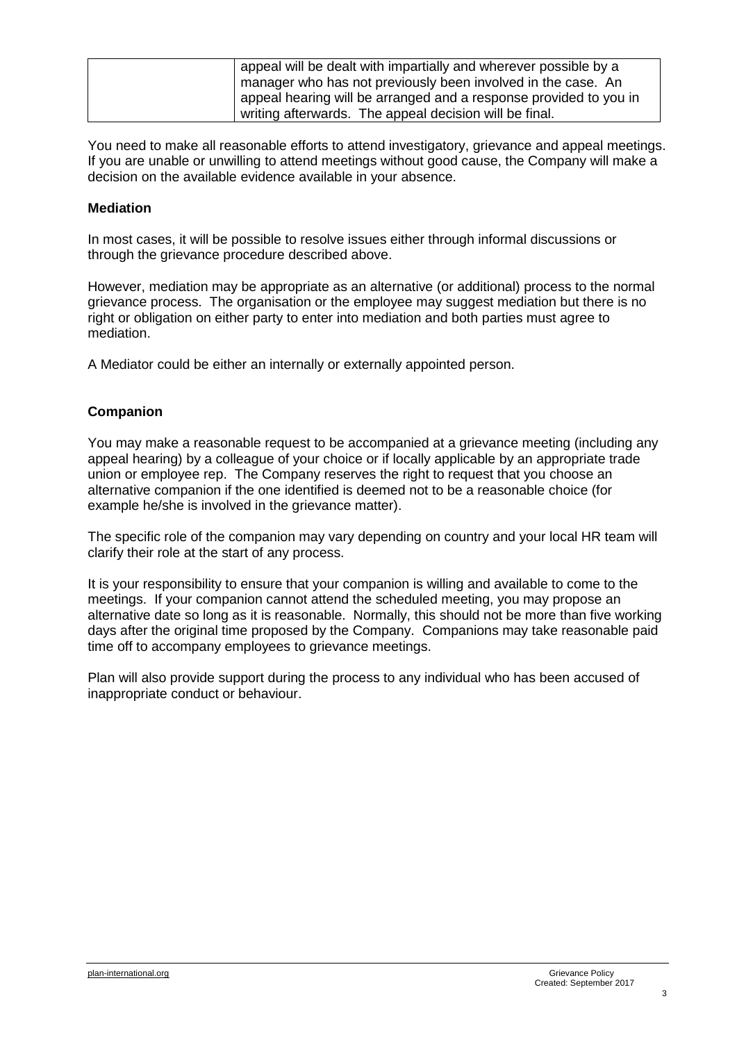| | |
|---|---|
| | appeal will be dealt with impartially and wherever possible by a manager who has not previously been involved in the case. An appeal hearing will be arranged and a response provided to you in writing afterwards. The appeal decision will be final. |

You need to make all reasonable efforts to attend investigatory, grievance and appeal meetings. If you are unable or unwilling to attend meetings without good cause, the Company will make a decision on the available evidence available in your absence.

**Mediation**

In most cases, it will be possible to resolve issues either through informal discussions or through the grievance procedure described above.

However, mediation may be appropriate as an alternative (or additional) process to the normal grievance process. The organisation or the employee may suggest mediation but there is no right or obligation on either party to enter into mediation and both parties must agree to mediation.

A Mediator could be either an internally or externally appointed person.

**Companion**

You may make a reasonable request to be accompanied at a grievance meeting (including any appeal hearing) by a colleague of your choice or if locally applicable by an appropriate trade union or employee rep. The Company reserves the right to request that you choose an alternative companion if the one identified is deemed not to be a reasonable choice (for example he/she is involved in the grievance matter).

The specific role of the companion may vary depending on country and your local HR team will clarify their role at the start of any process.

It is your responsibility to ensure that your companion is willing and available to come to the meetings. If your companion cannot attend the scheduled meeting, you may propose an alternative date so long as it is reasonable. Normally, this should not be more than five working days after the original time proposed by the Company. Companions may take reasonable paid time off to accompany employees to grievance meetings.

Plan will also provide support during the process to any individual who has been accused of inappropriate conduct or behaviour.